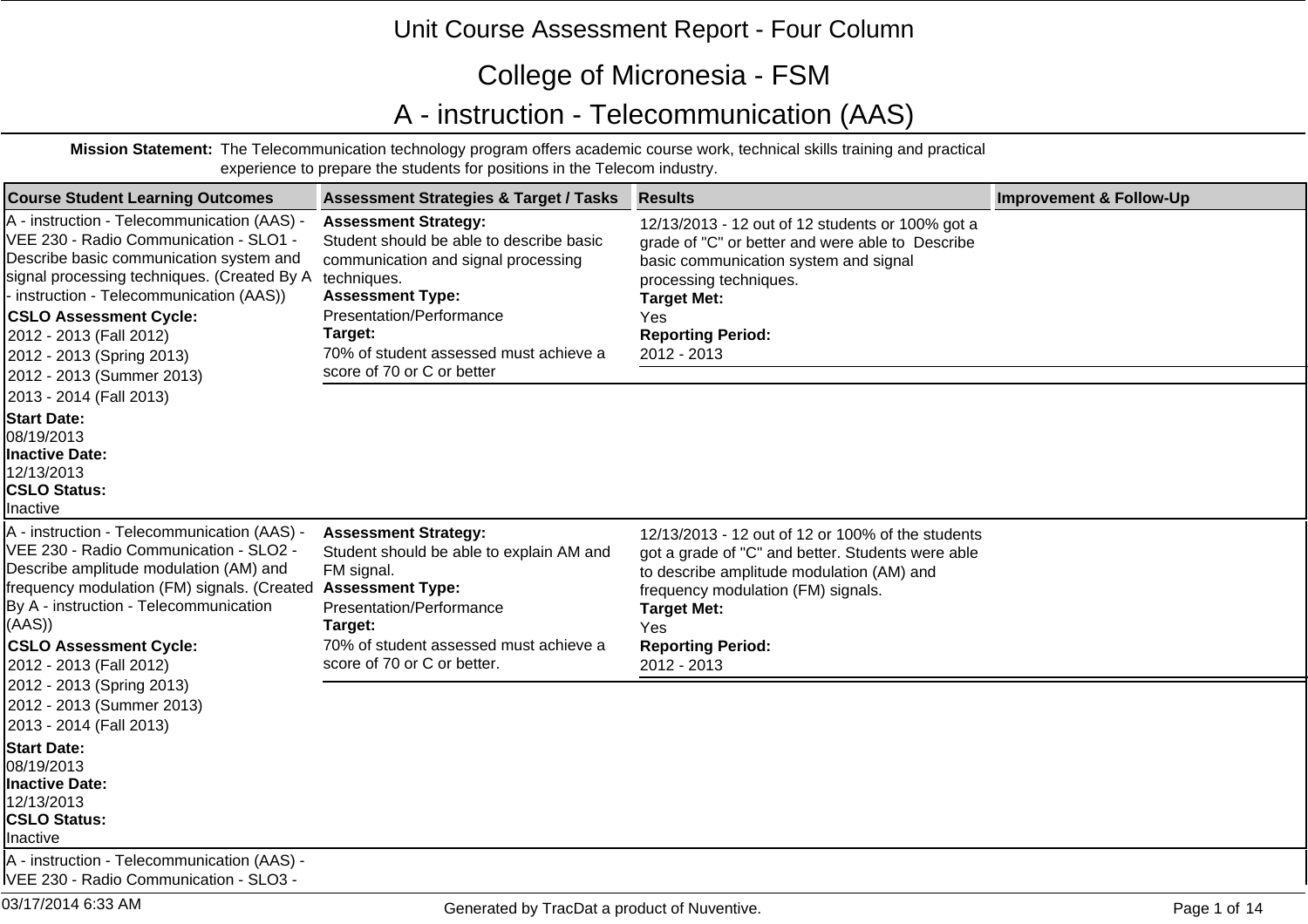# Unit Course Assessment Report - Four Column

## College of Micronesia - FSM

## A - instruction - Telecommunication (AAS)

**Mission Statement:** The Telecommunication technology program offers academic course work, technical skills training and practical experience to prepare the students for positions in the Telecom industry.

| Course Student Learning Outcomes | Assessment Strategies & Target / Tasks | Results | Improvement & Follow-Up |
|---|---|---|---|
| A - instruction - Telecommunication (AAS) - VEE 230 - Radio Communication - SLO1 - Describe basic communication system and signal processing techniques. (Created By A - instruction - Telecommunication (AAS))<br>**CSLO Assessment Cycle:**<br>2012 - 2013 (Fall 2012)<br>2012 - 2013 (Spring 2013)<br>2012 - 2013 (Summer 2013)<br>2013 - 2014 (Fall 2013)<br>**Start Date:**<br>08/19/2013<br>**Inactive Date:**<br>12/13/2013<br>**CSLO Status:**<br>Inactive | **Assessment Strategy:**<br>Student should be able to describe basic communication and signal processing techniques.<br>**Assessment Type:**<br>Presentation/Performance<br>**Target:**<br>70% of student assessed must achieve a score of 70 or C or better | 12/13/2013 - 12 out of 12 students or 100% got a grade of "C" or better and were able to Describe basic communication system and signal processing techniques.<br>**Target Met:**<br>Yes<br>**Reporting Period:**<br>2012 - 2013 | |
| A - instruction - Telecommunication (AAS) - VEE 230 - Radio Communication - SLO2 - Describe amplitude modulation (AM) and frequency modulation (FM) signals. (Created By A - instruction - Telecommunication (AAS))<br>**CSLO Assessment Cycle:**<br>2012 - 2013 (Fall 2012)<br>2012 - 2013 (Spring 2013)<br>2012 - 2013 (Summer 2013)<br>2013 - 2014 (Fall 2013)<br>**Start Date:**<br>08/19/2013<br>**Inactive Date:**<br>12/13/2013<br>**CSLO Status:**<br>Inactive | **Assessment Strategy:**<br>Student should be able to explain AM and FM signal.<br>**Assessment Type:**<br>Presentation/Performance<br>**Target:**<br>70% of student assessed must achieve a score of 70 or C or better. | 12/13/2013 - 12 out of 12 or 100% of the students got a grade of "C" and better. Students were able to describe amplitude modulation (AM) and frequency modulation (FM) signals.<br>**Target Met:**<br>Yes<br>**Reporting Period:**<br>2012 - 2013 | |
| A - instruction - Telecommunication (AAS) - VEE 230 - Radio Communication - SLO3 - | | | |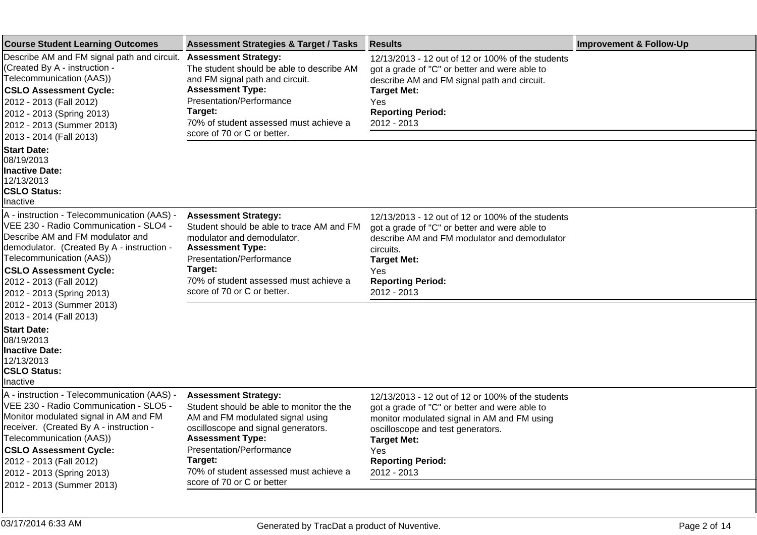| Course Student Learning Outcomes | Assessment Strategies & Target / Tasks | Results | Improvement & Follow-Up |
|---|---|---|---|
| Describe AM and FM signal path and circuit. (Created By A - instruction - Telecommunication (AAS))<br>**CSLO Assessment Cycle:**<br>2012 - 2013 (Fall 2012)<br>2012 - 2013 (Spring 2013)<br>2012 - 2013 (Summer 2013)<br>2013 - 2014 (Fall 2013)<br>**Start Date:**<br>08/19/2013<br>**Inactive Date:**<br>12/13/2013<br>**CSLO Status:**<br>Inactive | **Assessment Strategy:**<br>The student should be able to describe AM and FM signal path and circuit.<br>**Assessment Type:**<br>Presentation/Performance<br>**Target:**<br>70% of student assessed must achieve a score of 70 or C or better. | 12/13/2013 - 12 out of 12 or 100% of the students got a grade of "C" or better and were able to describe AM and FM signal path and circuit.<br>**Target Met:**<br>Yes<br>**Reporting Period:**<br>2012 - 2013 | |
| A - instruction - Telecommunication (AAS) - VEE 230 - Radio Communication - SLO4 - Describe AM and FM modulator and demodulator. (Created By A - instruction - Telecommunication (AAS))<br>**CSLO Assessment Cycle:**<br>2012 - 2013 (Fall 2012)<br>2012 - 2013 (Spring 2013)<br>2012 - 2013 (Summer 2013)<br>2013 - 2014 (Fall 2013)<br>**Start Date:**<br>08/19/2013<br>**Inactive Date:**<br>12/13/2013<br>**CSLO Status:**<br>Inactive | **Assessment Strategy:**<br>Student should be able to trace AM and FM modulator and demodulator.<br>**Assessment Type:**<br>Presentation/Performance<br>**Target:**<br>70% of student assessed must achieve a score of 70 or C or better. | 12/13/2013 - 12 out of 12 or 100% of the students got a grade of "C" or better and were able to describe AM and FM modulator and demodulator circuits.<br>**Target Met:**<br>Yes<br>**Reporting Period:**<br>2012 - 2013 | |
| A - instruction - Telecommunication (AAS) - VEE 230 - Radio Communication - SLO5 - Monitor modulated signal in AM and FM receiver. (Created By A - instruction - Telecommunication (AAS))<br>**CSLO Assessment Cycle:**<br>2012 - 2013 (Fall 2012)<br>2012 - 2013 (Spring 2013)<br>2012 - 2013 (Summer 2013) | **Assessment Strategy:**<br>Student should be able to monitor the the AM and FM modulated signal using oscilloscope and signal generators.<br>**Assessment Type:**<br>Presentation/Performance<br>**Target:**<br>70% of student assessed must achieve a score of 70 or C or better | 12/13/2013 - 12 out of 12 or 100% of the students got a grade of "C" or better and were able to monitor modulated signal in AM and FM using oscilloscope and test generators.<br>**Target Met:**<br>Yes<br>**Reporting Period:**<br>2012 - 2013 | |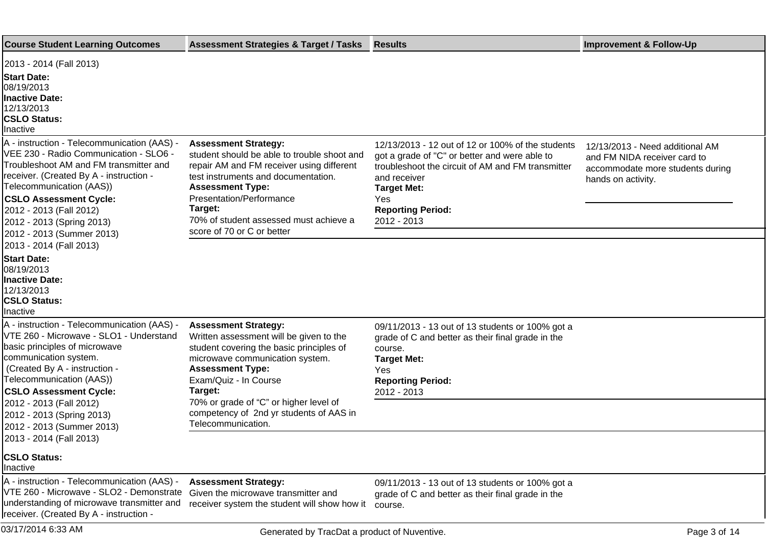| Course Student Learning Outcomes | Assessment Strategies & Target / Tasks | Results | Improvement & Follow-Up |
|---|---|---|---|
| 2013 - 2014 (Fall 2013)<br>**Start Date:**<br>08/19/2013<br>**Inactive Date:**<br>12/13/2013<br>**CSLO Status:**<br>Inactive | | | |
| A - instruction - Telecommunication (AAS) - VEE 230 - Radio Communication - SLO6 - Troubleshoot AM and FM transmitter and receiver. (Created By A - instruction - Telecommunication (AAS))<br>**CSLO Assessment Cycle:**<br>2012 - 2013 (Fall 2012)<br>2012 - 2013 (Spring 2013)<br>2012 - 2013 (Summer 2013)<br>2013 - 2014 (Fall 2013)<br>**Start Date:**<br>08/19/2013<br>**Inactive Date:**<br>12/13/2013<br>**CSLO Status:**<br>Inactive | **Assessment Strategy:**<br>student should be able to trouble shoot and repair AM and FM receiver using different test instruments and documentation.<br>**Assessment Type:**<br>Presentation/Performance<br>**Target:**<br>70% of student assessed must achieve a score of 70 or C or better | 12/13/2013 - 12 out of 12 or 100% of the students got a grade of "C" or better and were able to troubleshoot the circuit of AM and FM transmitter and receiver<br>**Target Met:**<br>Yes<br>**Reporting Period:**<br>2012 - 2013 | 12/13/2013 - Need additional AM and FM NIDA receiver card to accommodate more students during hands on activity. |
| A - instruction - Telecommunication (AAS) - VTE 260 - Microwave - SLO1 - Understand basic principles of microwave communication system.<br>(Created By A - instruction - Telecommunication (AAS))<br>**CSLO Assessment Cycle:**<br>2012 - 2013 (Fall 2012)<br>2012 - 2013 (Spring 2013)<br>2012 - 2013 (Summer 2013)<br>2013 - 2014 (Fall 2013)<br>**CSLO Status:**<br>Inactive | **Assessment Strategy:**<br>Written assessment will be given to the student covering the basic principles of microwave communication system.<br>**Assessment Type:**<br>Exam/Quiz - In Course<br>**Target:**<br>70% or grade of "C" or higher level of competency of 2nd yr students of AAS in Telecommunication. | 09/11/2013 - 13 out of 13 students or 100% got a grade of C and better as their final grade in the course.<br>**Target Met:**<br>Yes<br>**Reporting Period:**<br>2012 - 2013 | |
| A - instruction - Telecommunication (AAS) - VTE 260 - Microwave - SLO2 - Demonstrate understanding of microwave transmitter and receiver. (Created By A - instruction - | **Assessment Strategy:**<br>Given the microwave transmitter and receiver system the student will show how it | 09/11/2013 - 13 out of 13 students or 100% got a grade of C and better as their final grade in the course. | |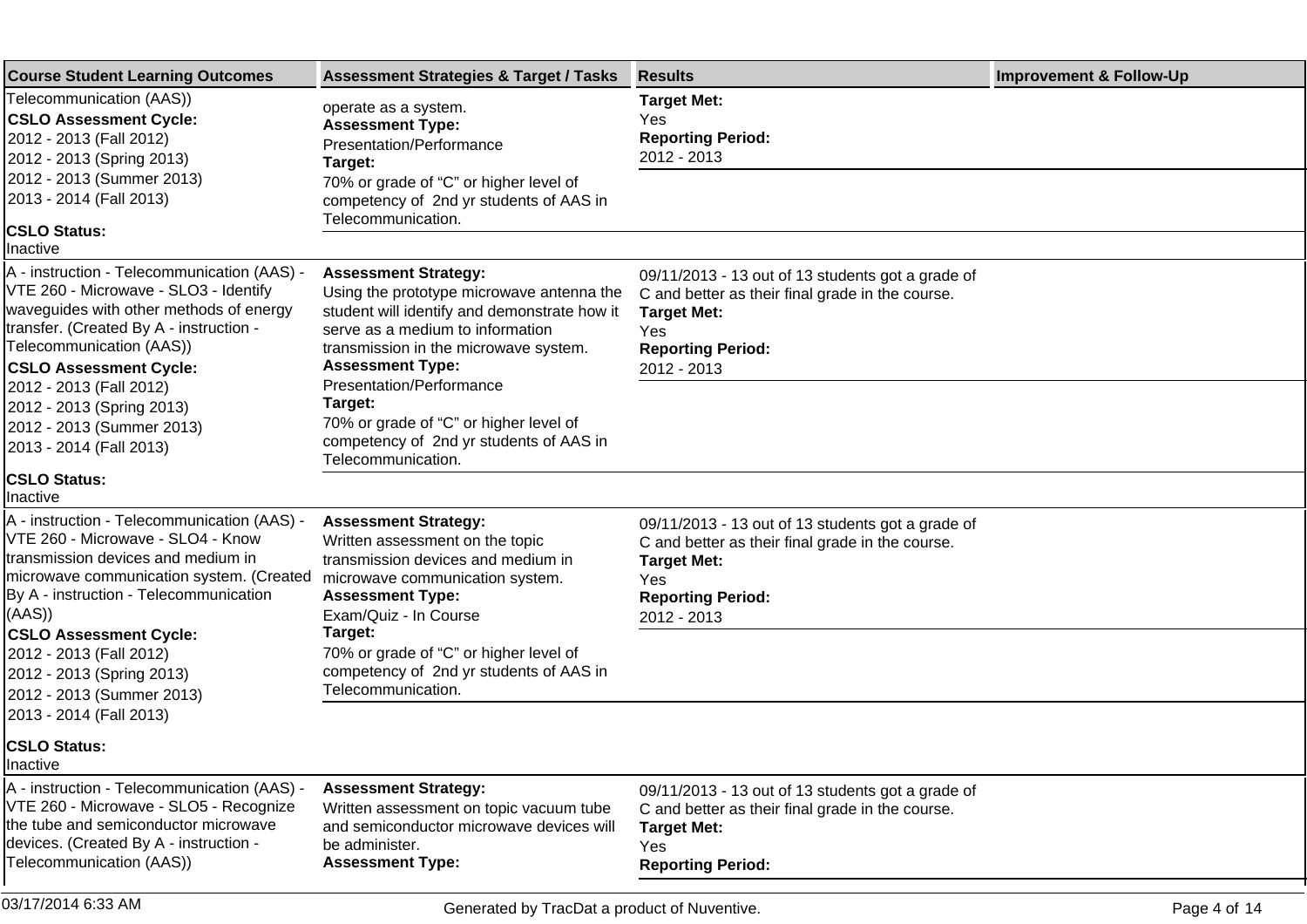| Course Student Learning Outcomes | Assessment Strategies & Target / Tasks | Results | Improvement & Follow-Up |
|---|---|---|---|
| Telecommunication (AAS))<br>**CSLO Assessment Cycle:**<br>2012 - 2013 (Fall 2012)<br>2012 - 2013 (Spring 2013)<br>2012 - 2013 (Summer 2013)<br>2013 - 2014 (Fall 2013)<br>**CSLO Status:**<br>Inactive | operate as a system.<br>**Assessment Type:**<br>Presentation/Performance<br>**Target:**<br>70% or grade of "C" or higher level of competency of 2nd yr students of AAS in Telecommunication. | **Target Met:**<br>Yes<br>**Reporting Period:**<br>2012 - 2013 | |
| A - instruction - Telecommunication (AAS) - VTE 260 - Microwave - SLO3 - Identify waveguides with other methods of energy transfer. (Created By A - instruction - Telecommunication (AAS))<br>**CSLO Assessment Cycle:**<br>2012 - 2013 (Fall 2012)<br>2012 - 2013 (Spring 2013)<br>2012 - 2013 (Summer 2013)<br>2013 - 2014 (Fall 2013)<br>**CSLO Status:**<br>Inactive | **Assessment Strategy:**<br>Using the prototype microwave antenna the student will identify and demonstrate how it serve as a medium to information transmission in the microwave system.<br>**Assessment Type:**<br>Presentation/Performance<br>**Target:**<br>70% or grade of "C" or higher level of competency of 2nd yr students of AAS in Telecommunication. | 09/11/2013 - 13 out of 13 students got a grade of C and better as their final grade in the course.<br>**Target Met:**<br>Yes<br>**Reporting Period:**<br>2012 - 2013 | |
| A - instruction - Telecommunication (AAS) - VTE 260 - Microwave - SLO4 - Know transmission devices and medium in microwave communication system. (Created By A - instruction - Telecommunication (AAS))<br>**CSLO Assessment Cycle:**<br>2012 - 2013 (Fall 2012)<br>2012 - 2013 (Spring 2013)<br>2012 - 2013 (Summer 2013)<br>2013 - 2014 (Fall 2013)<br>**CSLO Status:**<br>Inactive | **Assessment Strategy:**<br>Written assessment on the topic transmission devices and medium in microwave communication system.<br>**Assessment Type:**<br>Exam/Quiz - In Course<br>**Target:**<br>70% or grade of "C" or higher level of competency of 2nd yr students of AAS in Telecommunication. | 09/11/2013 - 13 out of 13 students got a grade of C and better as their final grade in the course.<br>**Target Met:**<br>Yes<br>**Reporting Period:**<br>2012 - 2013 | |
| A - instruction - Telecommunication (AAS) - VTE 260 - Microwave - SLO5 - Recognize the tube and semiconductor microwave devices. (Created By A - instruction - Telecommunication (AAS)) | **Assessment Strategy:**<br>Written assessment on topic vacuum tube and semiconductor microwave devices will be administer.<br>**Assessment Type:** | 09/11/2013 - 13 out of 13 students got a grade of C and better as their final grade in the course.<br>**Target Met:**<br>Yes<br>**Reporting Period:** | |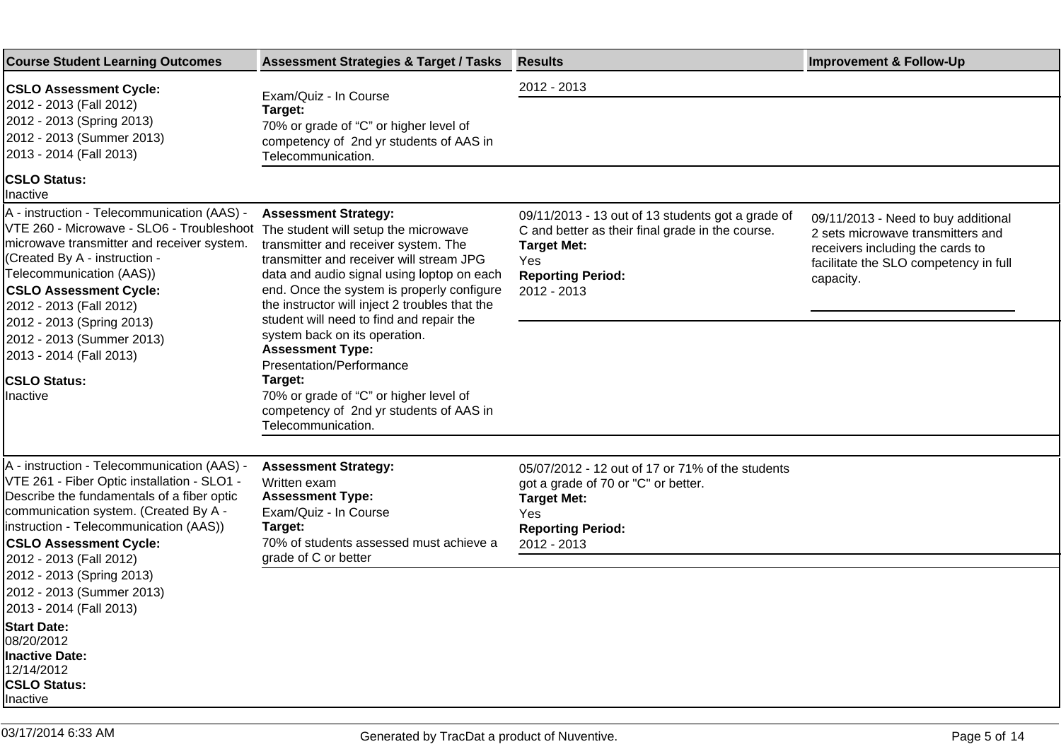| Course Student Learning Outcomes | Assessment Strategies & Target / Tasks | Results | Improvement & Follow-Up |
|---|---|---|---|
| **CSLO Assessment Cycle:**<br>2012 - 2013 (Fall 2012)<br>2012 - 2013 (Spring 2013)<br>2012 - 2013 (Summer 2013)<br>2013 - 2014 (Fall 2013)<br>**CSLO Status:**<br>Inactive | Exam/Quiz - In Course<br>**Target:**<br>70% or grade of "C" or higher level of competency of 2nd yr students of AAS in Telecommunication. | 2012 - 2013 | |
| A - instruction - Telecommunication (AAS) - VTE 260 - Microwave - SLO6 - Troubleshoot microwave transmitter and receiver system. (Created By A - instruction - Telecommunication (AAS))<br>**CSLO Assessment Cycle:**<br>2012 - 2013 (Fall 2012)<br>2012 - 2013 (Spring 2013)<br>2012 - 2013 (Summer 2013)<br>2013 - 2014 (Fall 2013)<br>**CSLO Status:**<br>Inactive | **Assessment Strategy:**<br>The student will setup the microwave transmitter and receiver system. The transmitter and receiver will stream JPG data and audio signal using loptop on each end. Once the system is properly configure the instructor will inject 2 troubles that the student will need to find and repair the system back on its operation.<br>**Assessment Type:**<br>Presentation/Performance<br>**Target:**<br>70% or grade of "C" or higher level of competency of 2nd yr students of AAS in Telecommunication. | 09/11/2013 - 13 out of 13 students got a grade of C and better as their final grade in the course.<br>**Target Met:**<br>Yes<br>**Reporting Period:**<br>2012 - 2013 | 09/11/2013 - Need to buy additional 2 sets microwave transmitters and receivers including the cards to facilitate the SLO competency in full capacity. |
| A - instruction - Telecommunication (AAS) - VTE 261 - Fiber Optic installation - SLO1 - Describe the fundamentals of a fiber optic communication system. (Created By A - instruction - Telecommunication (AAS))<br>**CSLO Assessment Cycle:**<br>2012 - 2013 (Fall 2012)<br>2012 - 2013 (Spring 2013)<br>2012 - 2013 (Summer 2013)<br>2013 - 2014 (Fall 2013)<br>**Start Date:**<br>08/20/2012<br>**Inactive Date:**<br>12/14/2012<br>**CSLO Status:**<br>Inactive | **Assessment Strategy:**<br>Written exam<br>**Assessment Type:**<br>Exam/Quiz - In Course<br>**Target:**<br>70% of students assessed must achieve a grade of C or better | 05/07/2012 - 12 out of 17 or 71% of the students got a grade of 70 or "C" or better.<br>**Target Met:**<br>Yes<br>**Reporting Period:**<br>2012 - 2013 | |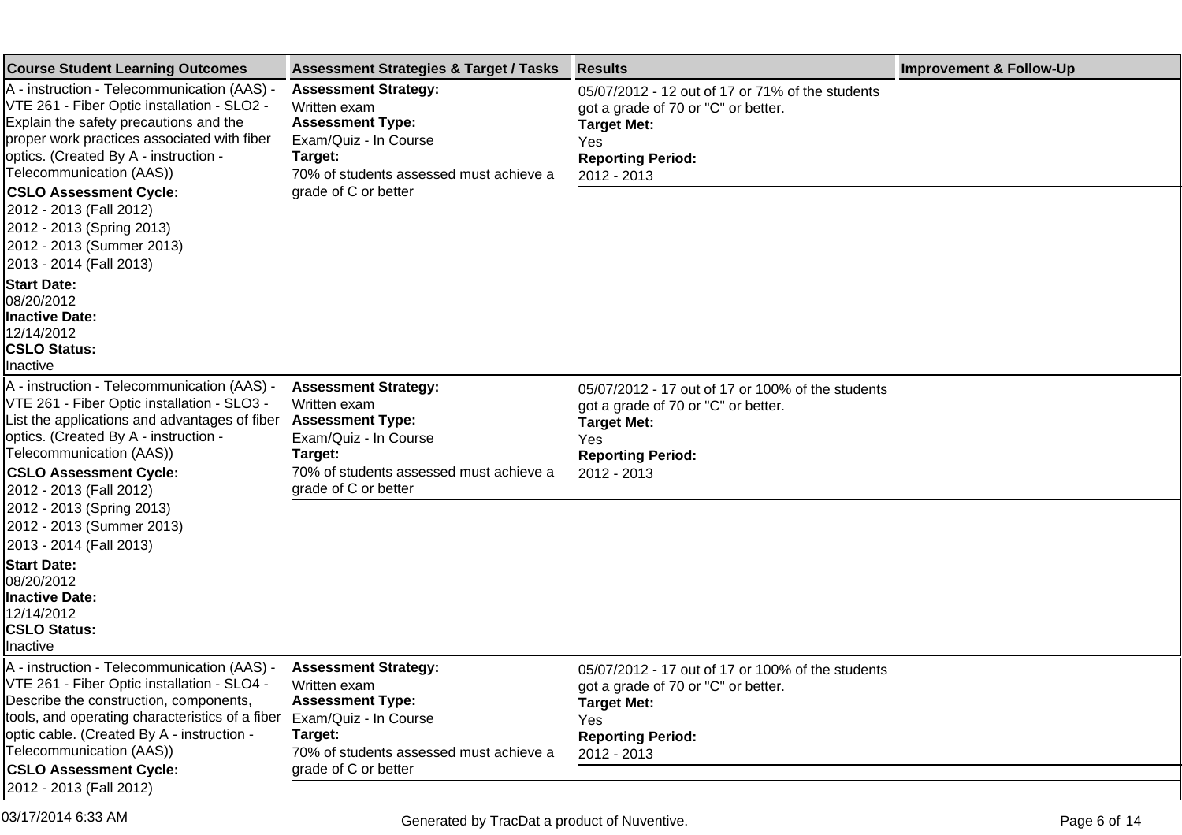| Course Student Learning Outcomes | Assessment Strategies & Target / Tasks | Results | Improvement & Follow-Up |
|---|---|---|---|
| A - instruction - Telecommunication (AAS) - VTE 261 - Fiber Optic installation - SLO2 - Explain the safety precautions and the proper work practices associated with fiber optics. (Created By A - instruction - Telecommunication (AAS))<br>**CSLO Assessment Cycle:**<br>2012 - 2013 (Fall 2012)<br>2012 - 2013 (Spring 2013)<br>2012 - 2013 (Summer 2013)<br>2013 - 2014 (Fall 2013)<br>**Start Date:**<br>08/20/2012<br>**Inactive Date:**<br>12/14/2012<br>**CSLO Status:**<br>Inactive | **Assessment Strategy:**<br>Written exam<br>**Assessment Type:**<br>Exam/Quiz - In Course<br>**Target:**<br>70% of students assessed must achieve a grade of C or better | 05/07/2012 - 12 out of 17 or 71% of the students got a grade of 70 or "C" or better.<br>**Target Met:**<br>Yes<br>**Reporting Period:**<br>2012 - 2013 | |
| A - instruction - Telecommunication (AAS) - VTE 261 - Fiber Optic installation - SLO3 - List the applications and advantages of fiber optics. (Created By A - instruction - Telecommunication (AAS))<br>**CSLO Assessment Cycle:**<br>2012 - 2013 (Fall 2012)<br>2012 - 2013 (Spring 2013)<br>2012 - 2013 (Summer 2013)<br>2013 - 2014 (Fall 2013)<br>**Start Date:**<br>08/20/2012<br>**Inactive Date:**<br>12/14/2012<br>**CSLO Status:**<br>Inactive | **Assessment Strategy:**<br>Written exam<br>**Assessment Type:**<br>Exam/Quiz - In Course<br>**Target:**<br>70% of students assessed must achieve a grade of C or better | 05/07/2012 - 17 out of 17 or 100% of the students got a grade of 70 or "C" or better.<br>**Target Met:**<br>Yes<br>**Reporting Period:**<br>2012 - 2013 | |
| A - instruction - Telecommunication (AAS) - VTE 261 - Fiber Optic installation - SLO4 - Describe the construction, components, tools, and operating characteristics of a fiber optic cable. (Created By A - instruction - Telecommunication (AAS))<br>**CSLO Assessment Cycle:**<br>2012 - 2013 (Fall 2012) | **Assessment Strategy:**<br>Written exam<br>**Assessment Type:**<br>Exam/Quiz - In Course<br>**Target:**<br>70% of students assessed must achieve a grade of C or better | 05/07/2012 - 17 out of 17 or 100% of the students got a grade of 70 or "C" or better.<br>**Target Met:**<br>Yes<br>**Reporting Period:**<br>2012 - 2013 | |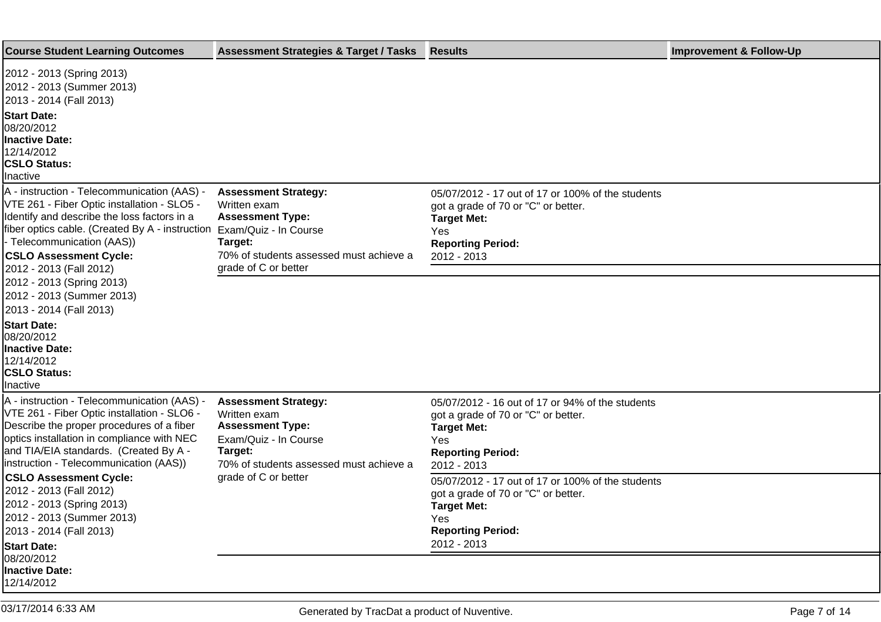| Course Student Learning Outcomes | Assessment Strategies & Target / Tasks | Results | Improvement & Follow-Up |
|---|---|---|---|
| 2012 - 2013 (Spring 2013)<br>2012 - 2013 (Summer 2013)<br>2013 - 2014 (Fall 2013)<br>**Start Date:**<br>08/20/2012<br>**Inactive Date:**<br>12/14/2012<br>**CSLO Status:**<br>Inactive | | | |
| A - instruction - Telecommunication (AAS) - VTE 261 - Fiber Optic installation - SLO5 - Identify and describe the loss factors in a fiber optics cable. (Created By A - instruction - Telecommunication (AAS))<br>**CSLO Assessment Cycle:**<br>2012 - 2013 (Fall 2012)<br>2012 - 2013 (Spring 2013)<br>2012 - 2013 (Summer 2013)<br>2013 - 2014 (Fall 2013)<br>**Start Date:**<br>08/20/2012<br>**Inactive Date:**<br>12/14/2012<br>**CSLO Status:**<br>Inactive | **Assessment Strategy:**<br>Written exam<br>**Assessment Type:**<br>Exam/Quiz - In Course<br>**Target:**<br>70% of students assessed must achieve a grade of C or better | 05/07/2012 - 17 out of 17 or 100% of the students got a grade of 70 or "C" or better.<br>**Target Met:**<br>Yes<br>**Reporting Period:**<br>2012 - 2013 | |
| A - instruction - Telecommunication (AAS) - VTE 261 - Fiber Optic installation - SLO6 - Describe the proper procedures of a fiber optics installation in compliance with NEC and TIA/EIA standards. (Created By A - instruction - Telecommunication (AAS))<br>**CSLO Assessment Cycle:**<br>2012 - 2013 (Fall 2012)<br>2012 - 2013 (Spring 2013)<br>2012 - 2013 (Summer 2013)<br>2013 - 2014 (Fall 2013)<br>**Start Date:**<br>08/20/2012<br>**Inactive Date:**<br>12/14/2012 | **Assessment Strategy:**<br>Written exam<br>**Assessment Type:**<br>Exam/Quiz - In Course<br>**Target:**<br>70% of students assessed must achieve a grade of C or better | 05/07/2012 - 16 out of 17 or 94% of the students got a grade of 70 or "C" or better.<br>**Target Met:**<br>Yes<br>**Reporting Period:**<br>2012 - 2013<br><br>05/07/2012 - 17 out of 17 or 100% of the students got a grade of 70 or "C" or better.<br>**Target Met:**<br>Yes<br>**Reporting Period:**<br>2012 - 2013 | |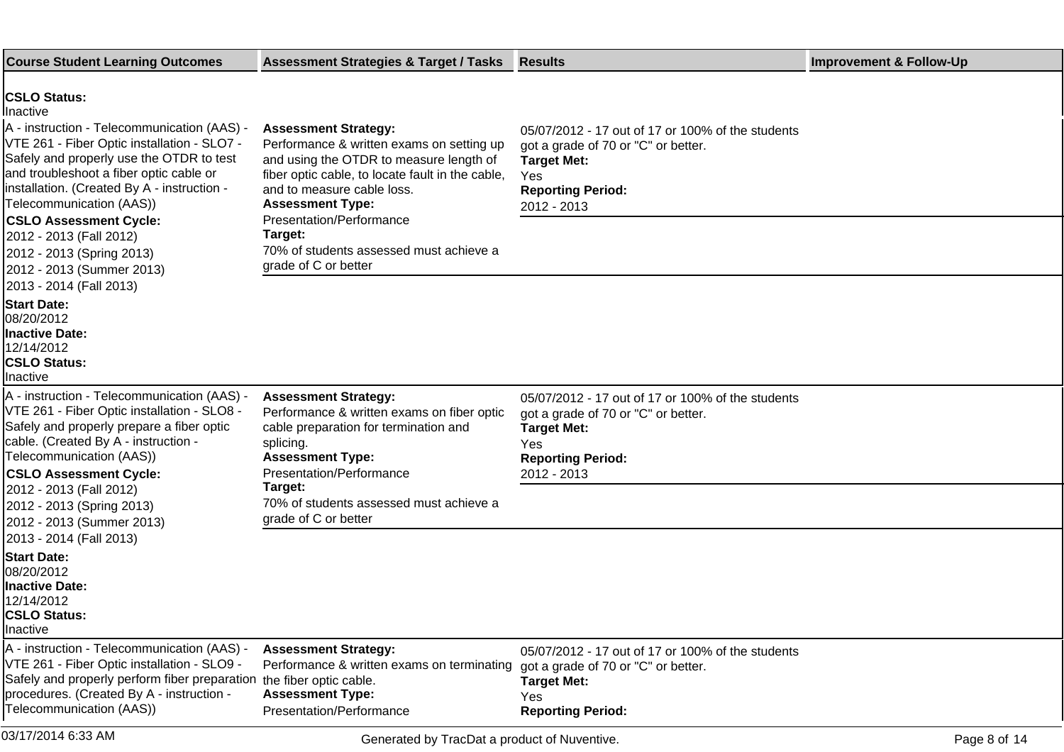| Course Student Learning Outcomes | Assessment Strategies & Target / Tasks | Results | Improvement & Follow-Up |
|---|---|---|---|
| **CSLO Status:** Inactive | | | |
| A - instruction - Telecommunication (AAS) - VTE 261 - Fiber Optic installation - SLO7 - Safely and properly use the OTDR to test and troubleshoot a fiber optic cable or installation. (Created By A - instruction - Telecommunication (AAS)) **CSLO Assessment Cycle:** 2012 - 2013 (Fall 2012) 2012 - 2013 (Spring 2013) 2012 - 2013 (Summer 2013) 2013 - 2014 (Fall 2013) **Start Date:** 08/20/2012 **Inactive Date:** 12/14/2012 **CSLO Status:** Inactive | **Assessment Strategy:** Performance & written exams on setting up and using the OTDR to measure length of fiber optic cable, to locate fault in the cable, and to measure cable loss. **Assessment Type:** Presentation/Performance **Target:** 70% of students assessed must achieve a grade of C or better | 05/07/2012 - 17 out of 17 or 100% of the students got a grade of 70 or "C" or better. **Target Met:** Yes **Reporting Period:** 2012 - 2013 | |
| A - instruction - Telecommunication (AAS) - VTE 261 - Fiber Optic installation - SLO8 - Safely and properly prepare a fiber optic cable. (Created By A - instruction - Telecommunication (AAS)) **CSLO Assessment Cycle:** 2012 - 2013 (Fall 2012) 2012 - 2013 (Spring 2013) 2012 - 2013 (Summer 2013) 2013 - 2014 (Fall 2013) **Start Date:** 08/20/2012 **Inactive Date:** 12/14/2012 **CSLO Status:** Inactive | **Assessment Strategy:** Performance & written exams on fiber optic cable preparation for termination and splicing. **Assessment Type:** Presentation/Performance **Target:** 70% of students assessed must achieve a grade of C or better | 05/07/2012 - 17 out of 17 or 100% of the students got a grade of 70 or "C" or better. **Target Met:** Yes **Reporting Period:** 2012 - 2013 | |
| A - instruction - Telecommunication (AAS) - VTE 261 - Fiber Optic installation - SLO9 - Safely and properly perform fiber preparation procedures. (Created By A - instruction - Telecommunication (AAS)) | **Assessment Strategy:** Performance & written exams on terminating the fiber optic cable. **Assessment Type:** Presentation/Performance | 05/07/2012 - 17 out of 17 or 100% of the students got a grade of 70 or "C" or better. **Target Met:** Yes **Reporting Period:** | |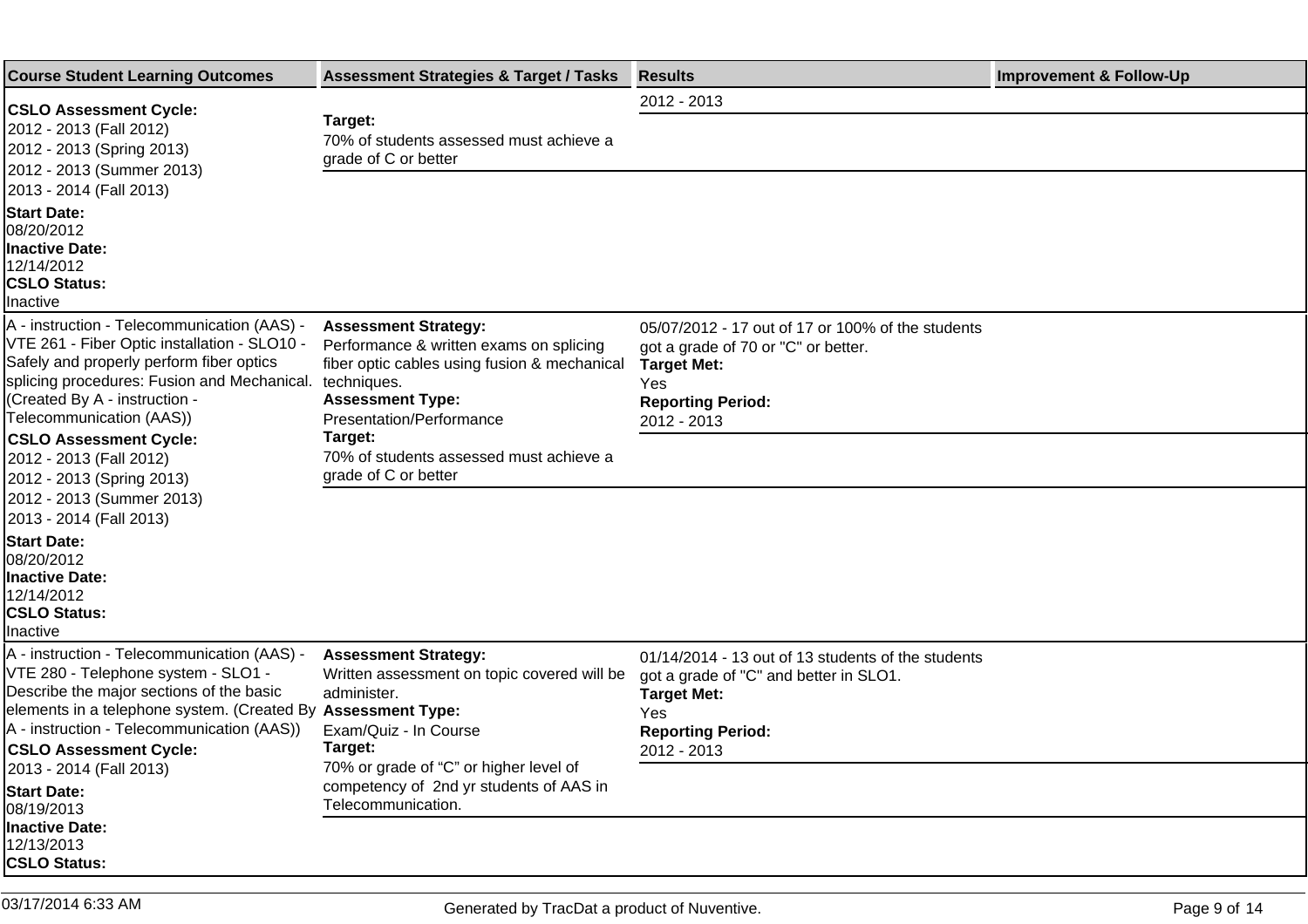| Course Student Learning Outcomes | Assessment Strategies & Target / Tasks | Results | Improvement & Follow-Up |
|---|---|---|---|
| **CSLO Assessment Cycle:**<br>2012 - 2013 (Fall 2012)<br>2012 - 2013 (Spring 2013)<br>2012 - 2013 (Summer 2013)<br>2013 - 2014 (Fall 2013)<br>**Start Date:**<br>08/20/2012<br>**Inactive Date:**<br>12/14/2012<br>**CSLO Status:**<br>Inactive | **Target:**<br>70% of students assessed must achieve a grade of C or better | 2012 - 2013 | |
| A - instruction - Telecommunication (AAS) - VTE 261 - Fiber Optic installation - SLO10 - Safely and properly perform fiber optics splicing procedures: Fusion and Mechanical. (Created By A - instruction - Telecommunication (AAS))<br>**CSLO Assessment Cycle:**<br>2012 - 2013 (Fall 2012)<br>2012 - 2013 (Spring 2013)<br>2012 - 2013 (Summer 2013)<br>2013 - 2014 (Fall 2013)<br>**Start Date:**<br>08/20/2012<br>**Inactive Date:**<br>12/14/2012<br>**CSLO Status:**<br>Inactive | **Assessment Strategy:**<br>Performance & written exams on splicing fiber optic cables using fusion & mechanical techniques.<br>**Assessment Type:**<br>Presentation/Performance<br>**Target:**<br>70% of students assessed must achieve a grade of C or better | 05/07/2012 - 17 out of 17 or 100% of the students got a grade of 70 or "C" or better.<br>**Target Met:**<br>Yes<br>**Reporting Period:**<br>2012 - 2013 | |
| A - instruction - Telecommunication (AAS) - VTE 280 - Telephone system - SLO1 - Describe the major sections of the basic elements in a telephone system. (Created By A - instruction - Telecommunication (AAS))<br>**CSLO Assessment Cycle:**<br>2013 - 2014 (Fall 2013)<br>**Start Date:**<br>08/19/2013<br>**Inactive Date:**<br>12/13/2013<br>**CSLO Status:** | **Assessment Strategy:**<br>Written assessment on topic covered will be administer.<br>**Assessment Type:**<br>Exam/Quiz - In Course<br>**Target:**<br>70% or grade of "C" or higher level of competency of 2nd yr students of AAS in Telecommunication. | 01/14/2014 - 13 out of 13 students of the students got a grade of "C" and better in SLO1.<br>**Target Met:**<br>Yes<br>**Reporting Period:**<br>2012 - 2013 | |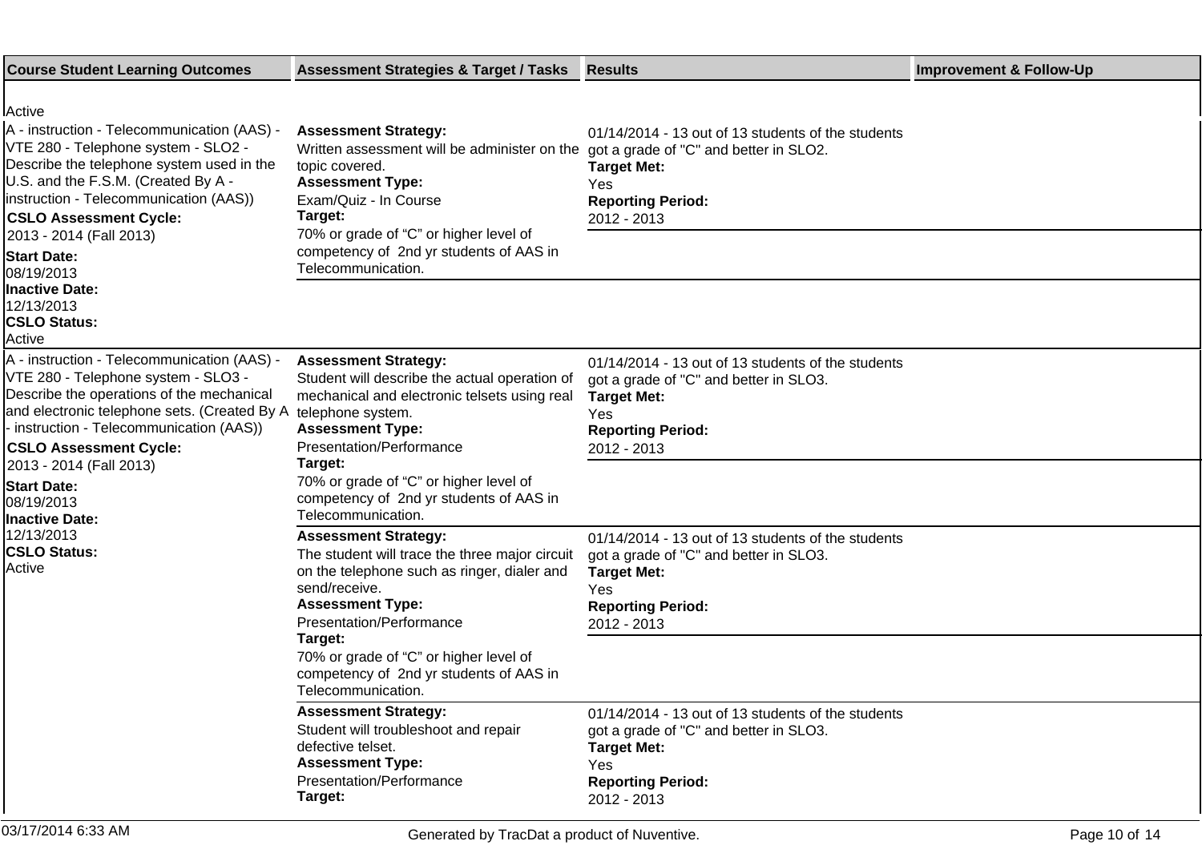| Course Student Learning Outcomes | Assessment Strategies & Target / Tasks | Results | Improvement & Follow-Up |
|---|---|---|---|
| Active | | | |
| A - instruction - Telecommunication (AAS) - VTE 280 - Telephone system - SLO2 - Describe the telephone system used in the U.S. and the F.S.M. (Created By A - instruction - Telecommunication (AAS)) **CSLO Assessment Cycle:** 2013 - 2014 (Fall 2013) **Start Date:** 08/19/2013 **Inactive Date:** 12/13/2013 **CSLO Status:** Active | **Assessment Strategy:** Written assessment will be administer on the topic covered. **Assessment Type:** Exam/Quiz - In Course **Target:** 70% or grade of "C" or higher level of competency of 2nd yr students of AAS in Telecommunication. | 01/14/2014 - 13 out of 13 students of the students got a grade of "C" and better in SLO2. **Target Met:** Yes **Reporting Period:** 2012 - 2013 | |
| A - instruction - Telecommunication (AAS) - VTE 280 - Telephone system - SLO3 - Describe the operations of the mechanical and electronic telephone sets. (Created By A - instruction - Telecommunication (AAS)) **CSLO Assessment Cycle:** 2013 - 2014 (Fall 2013) **Start Date:** 08/19/2013 **Inactive Date:** 12/13/2013 **CSLO Status:** Active | **Assessment Strategy:** Student will describe the actual operation of mechanical and electronic telsets using real telephone system. **Assessment Type:** Presentation/Performance **Target:** 70% or grade of "C" or higher level of competency of 2nd yr students of AAS in Telecommunication. | 01/14/2014 - 13 out of 13 students of the students got a grade of "C" and better in SLO3. **Target Met:** Yes **Reporting Period:** 2012 - 2013 | |
| | **Assessment Strategy:** The student will trace the three major circuit on the telephone such as ringer, dialer and send/receive. **Assessment Type:** Presentation/Performance **Target:** 70% or grade of "C" or higher level of competency of 2nd yr students of AAS in Telecommunication. | 01/14/2014 - 13 out of 13 students of the students got a grade of "C" and better in SLO3. **Target Met:** Yes **Reporting Period:** 2012 - 2013 | |
| | **Assessment Strategy:** Student will troubleshoot and repair defective telset. **Assessment Type:** Presentation/Performance **Target:** | 01/14/2014 - 13 out of 13 students of the students got a grade of "C" and better in SLO3. **Target Met:** Yes **Reporting Period:** 2012 - 2013 | |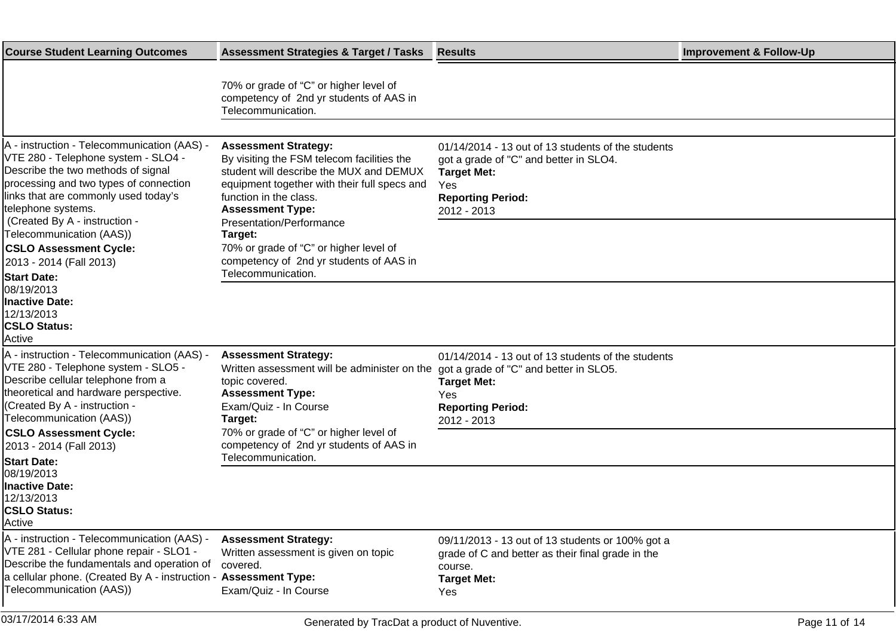| Course Student Learning Outcomes | Assessment Strategies & Target / Tasks | Results | Improvement & Follow-Up |
|---|---|---|---|
| | 70% or grade of "C" or higher level of competency of 2nd yr students of AAS in Telecommunication. | | |
| A - instruction - Telecommunication (AAS) - VTE 280 - Telephone system - SLO4 - Describe the two methods of signal processing and two types of connection links that are commonly used today's telephone systems. (Created By A - instruction - Telecommunication (AAS))<br>**CSLO Assessment Cycle:**<br>2013 - 2014 (Fall 2013)<br>**Start Date:**<br>08/19/2013<br>**Inactive Date:**<br>12/13/2013<br>**CSLO Status:**<br>Active | **Assessment Strategy:**<br>By visiting the FSM telecom facilities the student will describe the MUX and DEMUX equipment together with their full specs and function in the class.<br>**Assessment Type:**<br>Presentation/Performance<br>**Target:**<br>70% or grade of "C" or higher level of competency of 2nd yr students of AAS in Telecommunication. | 01/14/2014 - 13 out of 13 students of the students got a grade of "C" and better in SLO4.<br>**Target Met:**<br>Yes<br>**Reporting Period:**<br>2012 - 2013 | |
| A - instruction - Telecommunication (AAS) - VTE 280 - Telephone system - SLO5 - Describe cellular telephone from a theoretical and hardware perspective. (Created By A - instruction - Telecommunication (AAS))<br>**CSLO Assessment Cycle:**<br>2013 - 2014 (Fall 2013)<br>**Start Date:**<br>08/19/2013<br>**Inactive Date:**<br>12/13/2013<br>**CSLO Status:**<br>Active | **Assessment Strategy:**<br>Written assessment will be administer on the topic covered.<br>**Assessment Type:**<br>Exam/Quiz - In Course<br>**Target:**<br>70% or grade of "C" or higher level of competency of 2nd yr students of AAS in Telecommunication. | 01/14/2014 - 13 out of 13 students of the students got a grade of "C" and better in SLO5.<br>**Target Met:**<br>Yes<br>**Reporting Period:**<br>2012 - 2013 | |
| A - instruction - Telecommunication (AAS) - VTE 281 - Cellular phone repair - SLO1 - Describe the fundamentals and operation of a cellular phone. (Created By A - instruction - Telecommunication (AAS)) | **Assessment Strategy:**<br>Written assessment is given on topic covered.<br>**Assessment Type:**<br>Exam/Quiz - In Course | 09/11/2013 - 13 out of 13 students or 100% got a grade of C and better as their final grade in the course.<br>**Target Met:**<br>Yes | |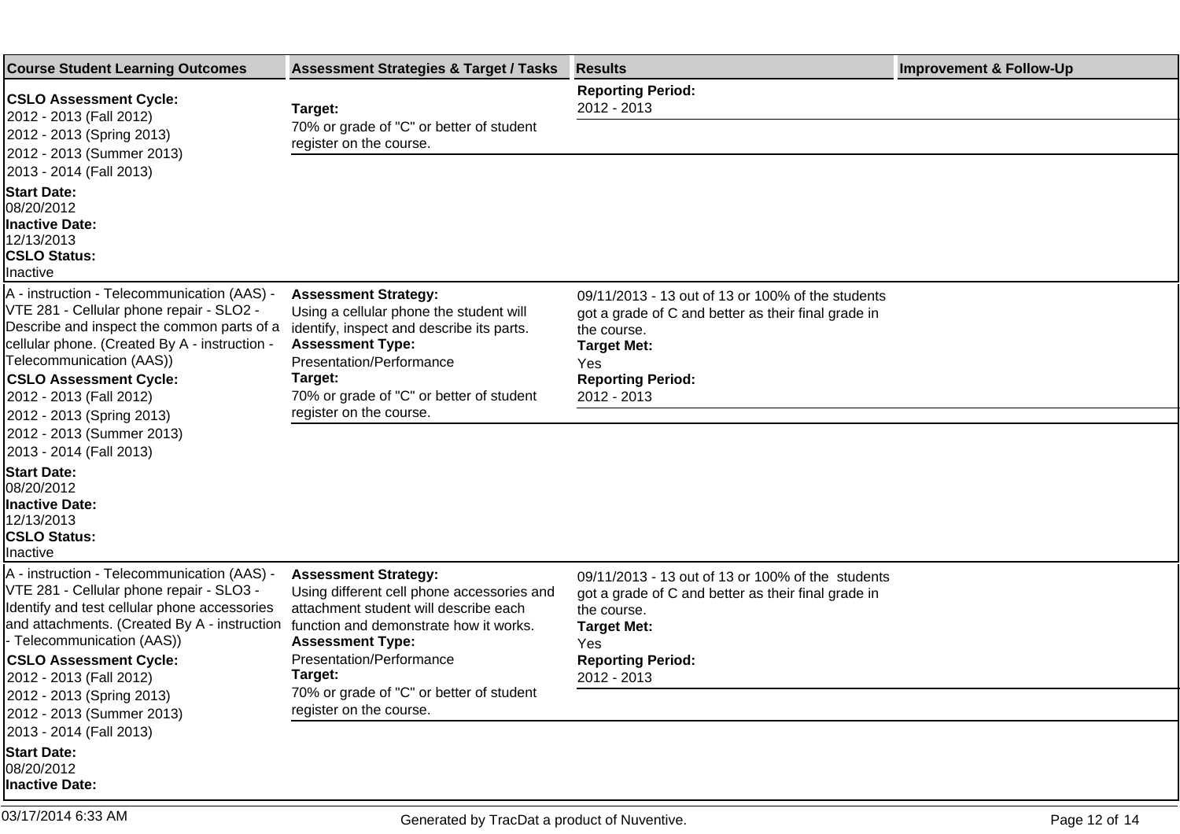| Course Student Learning Outcomes | Assessment Strategies & Target / Tasks | Results | Improvement & Follow-Up |
|---|---|---|---|
| **CSLO Assessment Cycle:**<br>2012 - 2013 (Fall 2012)<br>2012 - 2013 (Spring 2013)<br>2012 - 2013 (Summer 2013)<br>2013 - 2014 (Fall 2013)<br>**Start Date:**<br>08/20/2012<br>**Inactive Date:**<br>12/13/2013<br>**CSLO Status:**<br>Inactive | **Target:**<br>70% or grade of "C" or better of student register on the course. | **Reporting Period:**<br>2012 - 2013 | |
| A - instruction - Telecommunication (AAS) - VTE 281 - Cellular phone repair - SLO2 - Describe and inspect the common parts of a cellular phone. (Created By A - instruction - Telecommunication (AAS))<br>**CSLO Assessment Cycle:**<br>2012 - 2013 (Fall 2012)<br>2012 - 2013 (Spring 2013)<br>2012 - 2013 (Summer 2013)<br>2013 - 2014 (Fall 2013)<br>**Start Date:**<br>08/20/2012<br>**Inactive Date:**<br>12/13/2013<br>**CSLO Status:**<br>Inactive | **Assessment Strategy:**<br>Using a cellular phone the student will identify, inspect and describe its parts.<br>**Assessment Type:**<br>Presentation/Performance<br>**Target:**<br>70% or grade of "C" or better of student register on the course. | 09/11/2013 - 13 out of 13 or 100% of the students got a grade of C and better as their final grade in the course.<br>**Target Met:**<br>Yes<br>**Reporting Period:**<br>2012 - 2013 | |
| A - instruction - Telecommunication (AAS) - VTE 281 - Cellular phone repair - SLO3 - Identify and test cellular phone accessories and attachments. (Created By A - instruction - Telecommunication (AAS))<br>**CSLO Assessment Cycle:**<br>2012 - 2013 (Fall 2012)<br>2012 - 2013 (Spring 2013)<br>2012 - 2013 (Summer 2013)<br>2013 - 2014 (Fall 2013)<br>**Start Date:**<br>08/20/2012<br>**Inactive Date:** | **Assessment Strategy:**<br>Using different cell phone accessories and attachment student will describe each function and demonstrate how it works.<br>**Assessment Type:**<br>Presentation/Performance<br>**Target:**<br>70% or grade of "C" or better of student register on the course. | 09/11/2013 - 13 out of 13 or 100% of the students got a grade of C and better as their final grade in the course.<br>**Target Met:**<br>Yes<br>**Reporting Period:**<br>2012 - 2013 | |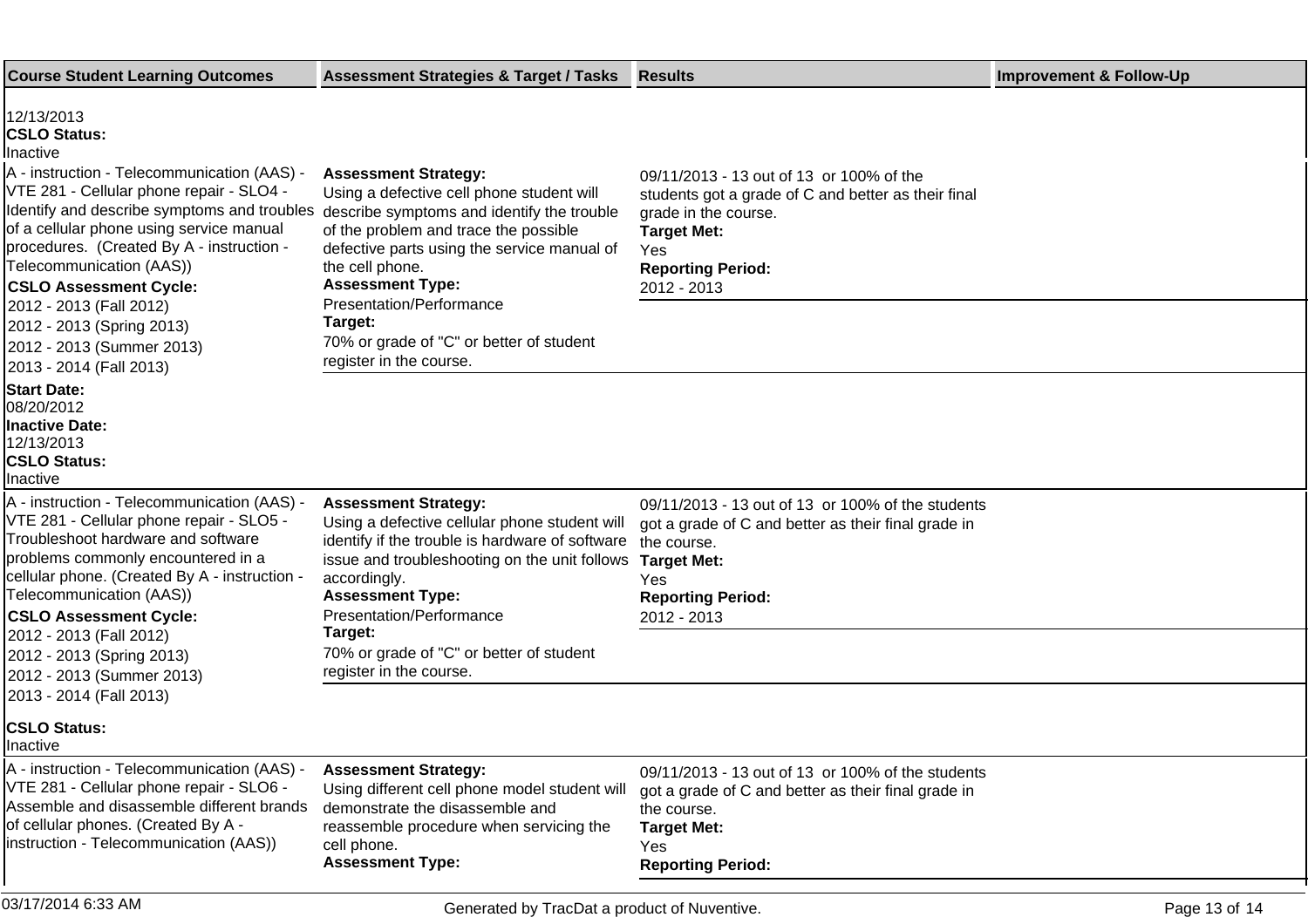| Course Student Learning Outcomes | Assessment Strategies & Target / Tasks | Results | Improvement & Follow-Up |
|---|---|---|---|
| 12/13/2013<br>**CSLO Status:**<br>Inactive | | | |
| A - instruction - Telecommunication (AAS) - VTE 281 - Cellular phone repair - SLO4 - Identify and describe symptoms and troubles of a cellular phone using service manual procedures. (Created By A - instruction - Telecommunication (AAS))<br>**CSLO Assessment Cycle:**<br>2012 - 2013 (Fall 2012)<br>2012 - 2013 (Spring 2013)<br>2012 - 2013 (Summer 2013)<br>2013 - 2014 (Fall 2013)<br>**Start Date:**<br>08/20/2012<br>**Inactive Date:**<br>12/13/2013<br>**CSLO Status:**<br>Inactive | **Assessment Strategy:**<br>Using a defective cell phone student will describe symptoms and identify the trouble of the problem and trace the possible defective parts using the service manual of the cell phone.<br>**Assessment Type:**<br>Presentation/Performance<br>**Target:**<br>70% or grade of "C" or better of student register in the course. | 09/11/2013 - 13 out of 13 or 100% of the students got a grade of C and better as their final grade in the course.<br>**Target Met:**<br>Yes<br>**Reporting Period:**<br>2012 - 2013 | |
| A - instruction - Telecommunication (AAS) - VTE 281 - Cellular phone repair - SLO5 - Troubleshoot hardware and software problems commonly encountered in a cellular phone. (Created By A - instruction - Telecommunication (AAS))<br>**CSLO Assessment Cycle:**<br>2012 - 2013 (Fall 2012)<br>2012 - 2013 (Spring 2013)<br>2012 - 2013 (Summer 2013)<br>2013 - 2014 (Fall 2013)<br>**CSLO Status:**<br>Inactive | **Assessment Strategy:**<br>Using a defective cellular phone student will identify if the trouble is hardware of software issue and troubleshooting on the unit follows accordingly.<br>**Assessment Type:**<br>Presentation/Performance<br>**Target:**<br>70% or grade of "C" or better of student register in the course. | 09/11/2013 - 13 out of 13 or 100% of the students got a grade of C and better as their final grade in the course.<br>**Target Met:**<br>Yes<br>**Reporting Period:**<br>2012 - 2013 | |
| A - instruction - Telecommunication (AAS) - VTE 281 - Cellular phone repair - SLO6 - Assemble and disassemble different brands of cellular phones. (Created By A - instruction - Telecommunication (AAS)) | **Assessment Strategy:**<br>Using different cell phone model student will demonstrate the disassemble and reassemble procedure when servicing the cell phone.<br>**Assessment Type:** | 09/11/2013 - 13 out of 13 or 100% of the students got a grade of C and better as their final grade in the course.<br>**Target Met:**<br>Yes<br>**Reporting Period:** | |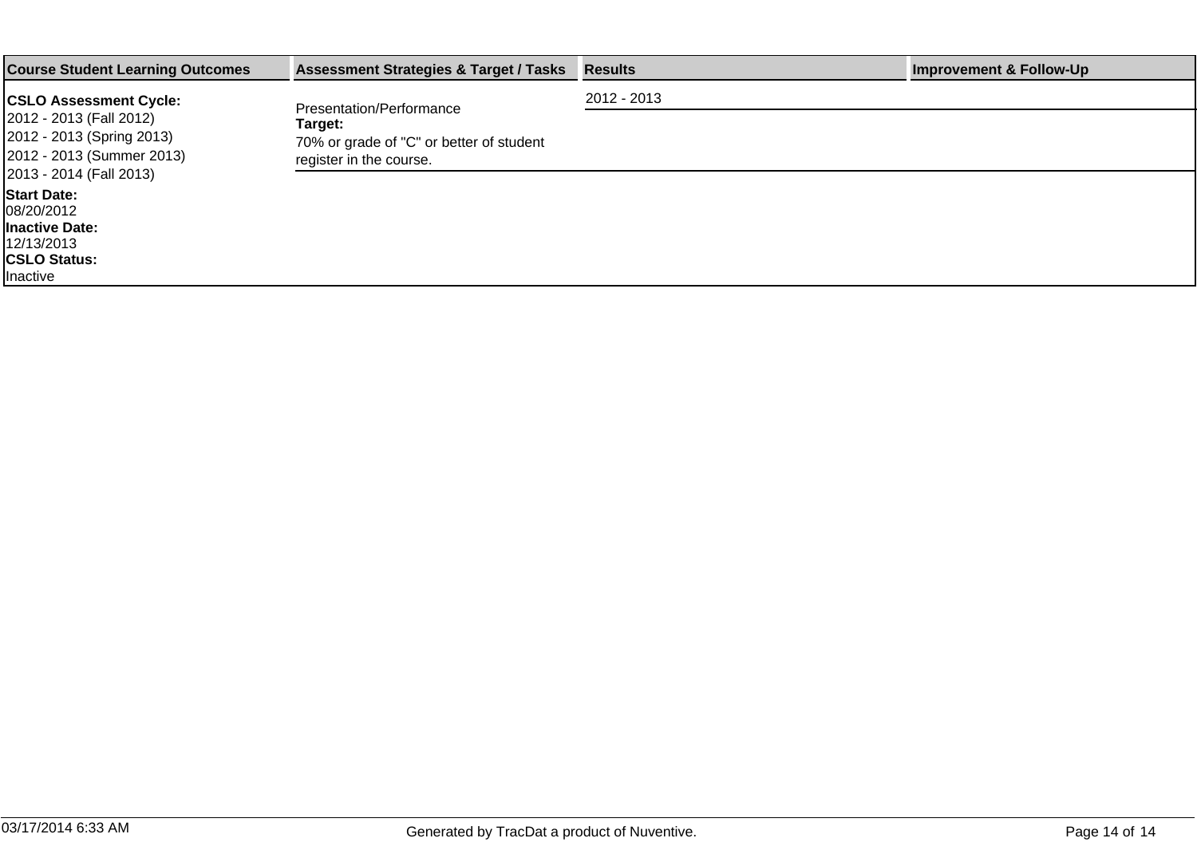| Course Student Learning Outcomes | Assessment Strategies & Target / Tasks | Results | Improvement & Follow-Up |
|---|---|---|---|
| **CSLO Assessment Cycle:**<br>2012 - 2013 (Fall 2012)<br>2012 - 2013 (Spring 2013)<br>2012 - 2013 (Summer 2013)<br>2013 - 2014 (Fall 2013)<br>**Start Date:**<br>08/20/2012<br>**Inactive Date:**<br>12/13/2013<br>**CSLO Status:**<br>Inactive | Presentation/Performance<br>**Target:**<br>70% or grade of "C" or better of student register in the course. | 2012 - 2013 | |

03/17/2014 6:33 AM

Generated by TracDat a product of Nuventive.